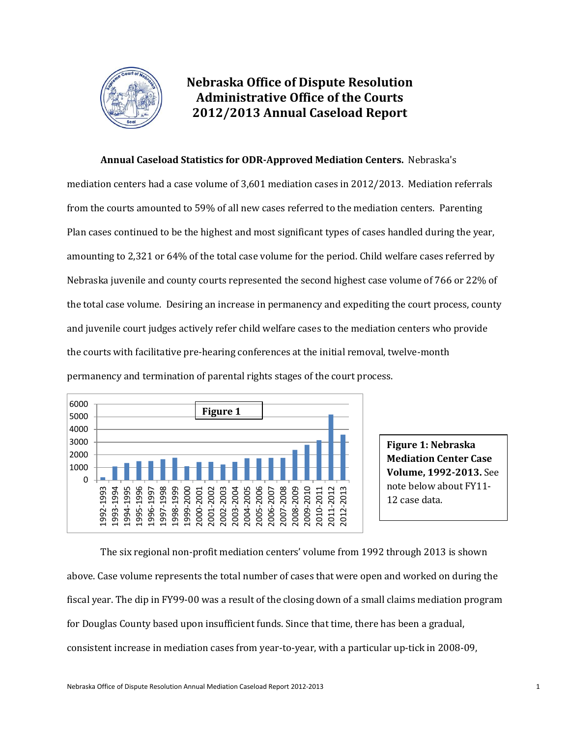# Nebraska Office of Dispute Resolution
# Administrative Office of the Courts
# 2012/2013 Annual Caseload Report

**Annual Caseload Statistics for ODR-Approved Mediation Centers.** Nebraska's mediation centers had a case volume of 3,601 mediation cases in 2012/2013. Mediation referrals from the courts amounted to 59% of all new cases referred to the mediation centers. Parenting Plan cases continued to be the highest and most significant types of cases handled during the year, amounting to 2,321 or 64% of the total case volume for the period. Child welfare cases referred by Nebraska juvenile and county courts represented the second highest case volume of 766 or 22% of the total case volume. Desiring an increase in permanency and expediting the court process, county and juvenile court judges actively refer child welfare cases to the mediation centers who provide the courts with facilitative pre-hearing conferences at the initial removal, twelve-month permanency and termination of parental rights stages of the court process.

**Figure 1**

**Figure 1: Nebraska Mediation Center Case Volume, 1992-2013.** See note below about FY11-12 case data.

The six regional non-profit mediation centers' volume from 1992 through 2013 is shown above. Case volume represents the total number of cases that were open and worked on during the fiscal year. The dip in FY99-00 was a result of the closing down of a small claims mediation program for Douglas County based upon insufficient funds. Since that time, there has been a gradual, consistent increase in mediation cases from year-to-year, with a particular up-tick in 2008-09,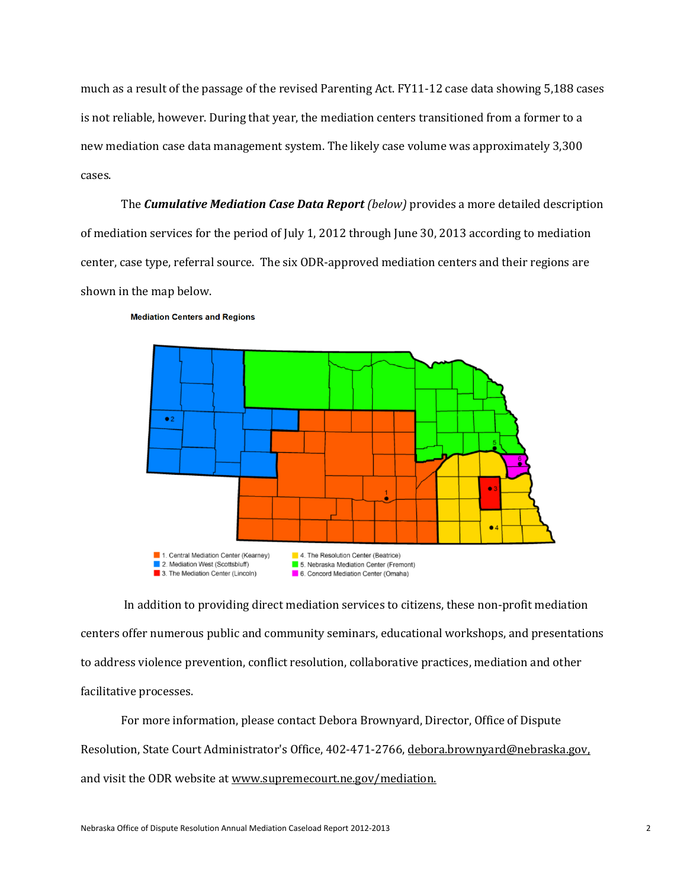much as a result of the passage of the revised Parenting Act. FY11-12 case data showing 5,188 cases is not reliable, however. During that year, the mediation centers transitioned from a former to a new mediation case data management system. The likely case volume was approximately 3,300 cases.

The ***Cumulative Mediation Case Data Report*** *(below)* provides a more detailed description of mediation services for the period of July 1, 2012 through June 30, 2013 according to mediation center, case type, referral source. The six ODR-approved mediation centers and their regions are shown in the map below.

**Mediation Centers and Regions**

1. Central Mediation Center (Kearney)
2. Mediation West (Scottsbluff)
3. The Mediation Center (Lincoln)
4. The Resolution Center (Beatrice)
5. Nebraska Mediation Center (Fremont)
6. Concord Mediation Center (Omaha)

In addition to providing direct mediation services to citizens, these non-profit mediation centers offer numerous public and community seminars, educational workshops, and presentations to address violence prevention, conflict resolution, collaborative practices, mediation and other facilitative processes.

For more information, please contact Debora Brownyard, Director, Office of Dispute Resolution, State Court Administrator's Office, 402-471-2766, debora.brownyard@nebraska.gov, and visit the ODR website at www.supremecourt.ne.gov/mediation.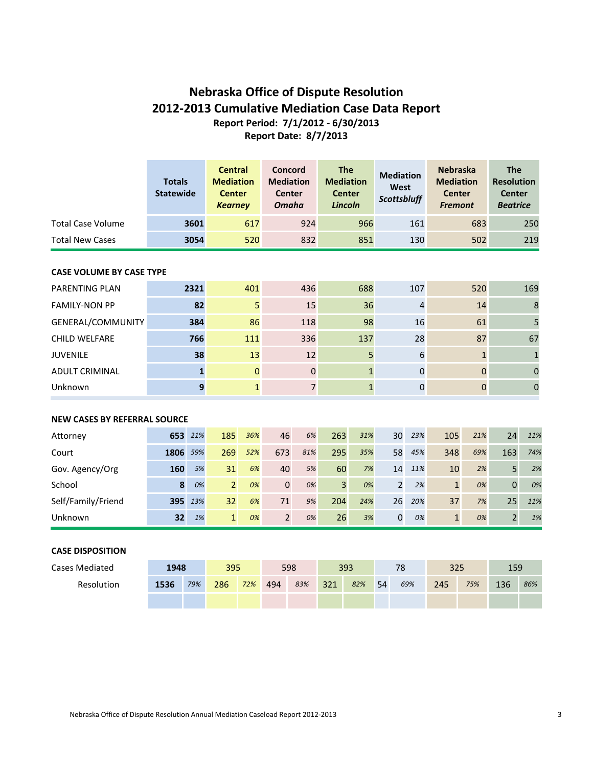# Nebraska Office of Dispute Resolution
# 2012-2013 Cumulative Mediation Case Data Report

**Report Period: 7/1/2012 - 6/30/2013**

**Report Date: 8/7/2013**

| | Totals Statewide | Central Mediation Center *Kearney* | Concord Mediation Center *Omaha* | The Mediation Center *Lincoln* | Mediation West *Scottsbluff* | Nebraska Mediation Center *Fremont* | The Resolution Center *Beatrice* |
|---|---|---|---|---|---|---|---|
| Total Case Volume | **3601** | 617 | 924 | 966 | 161 | 683 | 250 |
| Total New Cases | **3054** | 520 | 832 | 851 | 130 | 502 | 219 |

**CASE VOLUME BY CASE TYPE**

| | Totals Statewide | Central Mediation Center *Kearney* | Concord Mediation Center *Omaha* | The Mediation Center *Lincoln* | Mediation West *Scottsbluff* | Nebraska Mediation Center *Fremont* | The Resolution Center *Beatrice* |
|---|---|---|---|---|---|---|---|
| PARENTING PLAN | **2321** | 401 | 436 | 688 | 107 | 520 | 169 |
| FAMILY-NON PP | **82** | 5 | 15 | 36 | 4 | 14 | 8 |
| GENERAL/COMMUNITY | **384** | 86 | 118 | 98 | 16 | 61 | 5 |
| CHILD WELFARE | **766** | 111 | 336 | 137 | 28 | 87 | 67 |
| JUVENILE | **38** | 13 | 12 | 5 | 6 | 1 | 1 |
| ADULT CRIMINAL | **1** | 0 | 0 | 1 | 0 | 0 | 0 |
| Unknown | **9** | 1 | 7 | 1 | 0 | 0 | 0 |

**NEW CASES BY REFERRAL SOURCE**

| | Totals Statewide | | Central Mediation Center *Kearney* | | Concord Mediation Center *Omaha* | | The Mediation Center *Lincoln* | | Mediation West *Scottsbluff* | | Nebraska Mediation Center *Fremont* | | The Resolution Center *Beatrice* | |
|---|---|---|---|---|---|---|---|---|---|---|---|---|---|---|
| Attorney | **653** | *21%* | 185 | *36%* | 46 | *6%* | 263 | *31%* | 30 | *23%* | 105 | *21%* | 24 | *11%* |
| Court | **1806** | *59%* | 269 | *52%* | 673 | *81%* | 295 | *35%* | 58 | *45%* | 348 | *69%* | 163 | *74%* |
| Gov. Agency/Org | **160** | *5%* | 31 | *6%* | 40 | *5%* | 60 | *7%* | 14 | *11%* | 10 | *2%* | 5 | *2%* |
| School | **8** | *0%* | 2 | *0%* | 0 | *0%* | 3 | *0%* | 2 | *2%* | 1 | *0%* | 0 | *0%* |
| Self/Family/Friend | **395** | *13%* | 32 | *6%* | 71 | *9%* | 204 | *24%* | 26 | *20%* | 37 | *7%* | 25 | *11%* |
| Unknown | **32** | *1%* | 1 | *0%* | 2 | *0%* | 26 | *3%* | 0 | *0%* | 1 | *0%* | 2 | *1%* |

**CASE DISPOSITION**

| | Totals Statewide | | Central Mediation Center *Kearney* | | Concord Mediation Center *Omaha* | | The Mediation Center *Lincoln* | | Mediation West *Scottsbluff* | | Nebraska Mediation Center *Fremont* | | The Resolution Center *Beatrice* | |
|---|---|---|---|---|---|---|---|---|---|---|---|---|---|---|
| Cases Mediated | **1948** | | 395 | | 598 | | 393 | | 78 | | 325 | | 159 | |
| Resolution | **1536** | *79%* | 286 | *72%* | 494 | *83%* | 321 | *82%* | 54 | *69%* | 245 | *75%* | 136 | *86%* |

Nebraska Office of Dispute Resolution Annual Mediation Caseload Report 2012-2013